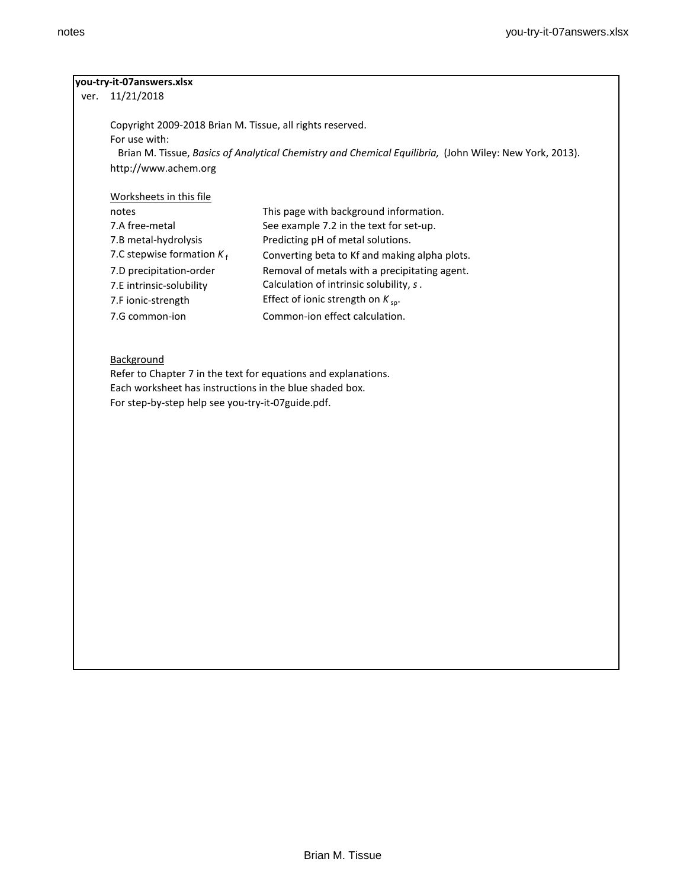**you-try-it-07answers.xlsx**

ver. 11/21/2018

Copyright 2009-2018 Brian M. Tissue, all rights reserved.
For use with:
Brian M. Tissue, *Basics of Analytical Chemistry and Chemical Equilibria,* (John Wiley: New York, 2013).
http://www.achem.org

Worksheets in this file

| | |
|---|---|
| notes | This page with background information. |
| 7.A free-metal | See example 7.2 in the text for set-up. |
| 7.B metal-hydrolysis | Predicting pH of metal solutions. |
| 7.C stepwise formation $K_f$ | Converting beta to Kf and making alpha plots. |
| 7.D precipitation-order | Removal of metals with a precipitating agent. |
| 7.E intrinsic-solubility | Calculation of intrinsic solubility, *s*. |
| 7.F ionic-strength | Effect of ionic strength on $K_{sp}$. |
| 7.G common-ion | Common-ion effect calculation. |

Background

Refer to Chapter 7 in the text for equations and explanations.
Each worksheet has instructions in the blue shaded box.
For step-by-step help see you-try-it-07guide.pdf.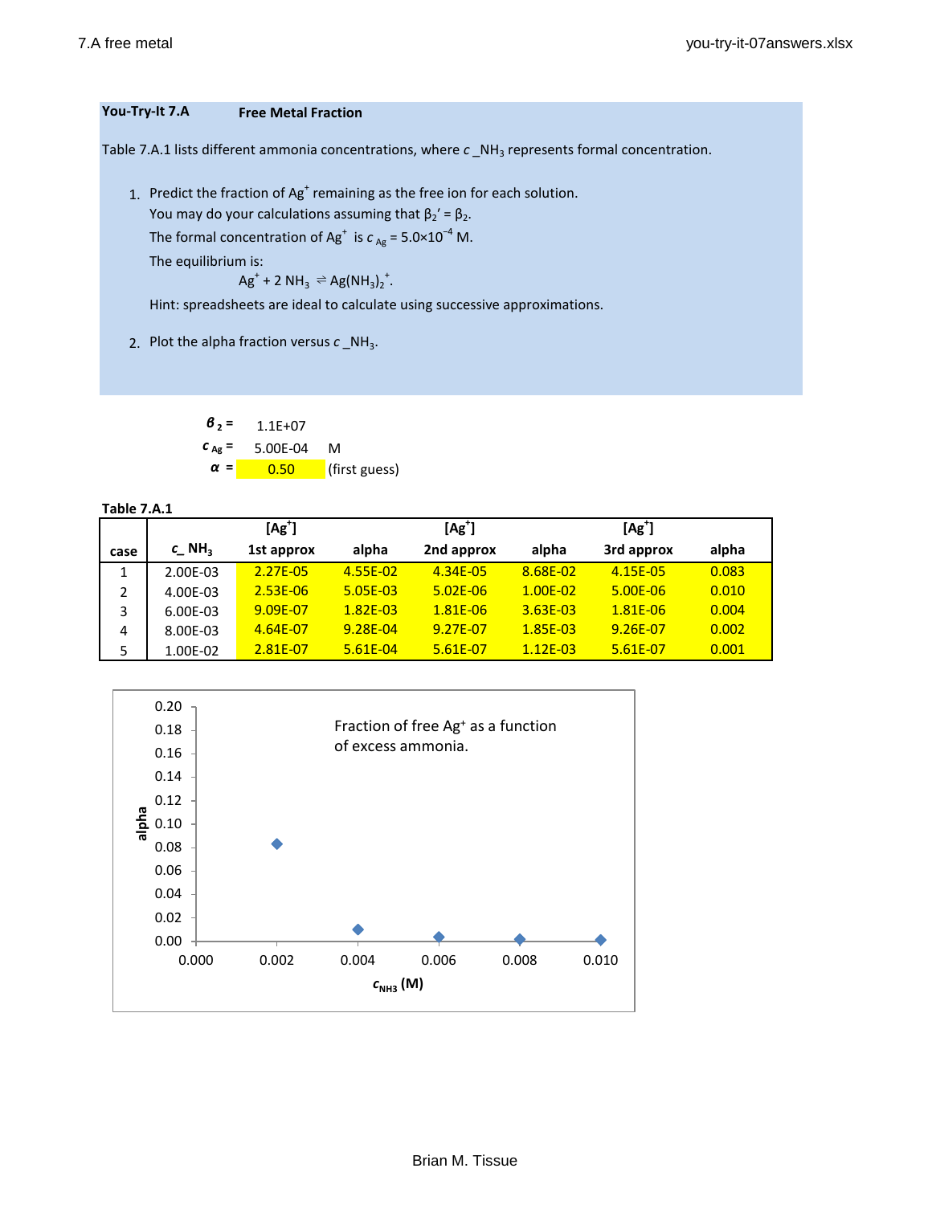**You-Try-It 7.A** **Free Metal Fraction**

Table 7.A.1 lists different ammonia concentrations, where $c\_NH_3$ represents formal concentration.

1. Predict the fraction of $Ag^+$ remaining as the free ion for each solution.
   You may do your calculations assuming that $\beta_2' = \beta_2$.
   The formal concentration of $Ag^+$ is $c_{Ag} = 5.0 \times 10^{-4}$ M.
   The equilibrium is:
   $$Ag^+ + 2\,NH_3 \rightleftharpoons Ag(NH_3)_2^+.$$
   Hint: spreadsheets are ideal to calculate using successive approximations.

2. Plot the alpha fraction versus $c\_NH_3$.

$\beta_2 =$ 1.1E+07

$c_{Ag} =$ 5.00E-04 M

$\alpha =$ 0.50 (first guess)

**Table 7.A.1**

| case | $c\_NH_3$ | $[Ag^+]$ 1st approx | alpha | $[Ag^+]$ 2nd approx | alpha | $[Ag^+]$ 3rd approx | alpha |
|---|---|---|---|---|---|---|---|
| 1 | 2.00E-03 | 2.27E-05 | 4.55E-02 | 4.34E-05 | 8.68E-02 | 4.15E-05 | 0.083 |
| 2 | 4.00E-03 | 2.53E-06 | 5.05E-03 | 5.02E-06 | 1.00E-02 | 5.00E-06 | 0.010 |
| 3 | 6.00E-03 | 9.09E-07 | 1.82E-03 | 1.81E-06 | 3.63E-03 | 1.81E-06 | 0.004 |
| 4 | 8.00E-03 | 4.64E-07 | 9.28E-04 | 9.27E-07 | 1.85E-03 | 9.26E-07 | 0.002 |
| 5 | 1.00E-02 | 2.81E-07 | 5.61E-04 | 5.61E-07 | 1.12E-03 | 5.61E-07 | 0.001 |

Fraction of free $Ag^+$ as a function of excess ammonia.

(Plot: alpha vs. $c_{NH3}$ (M))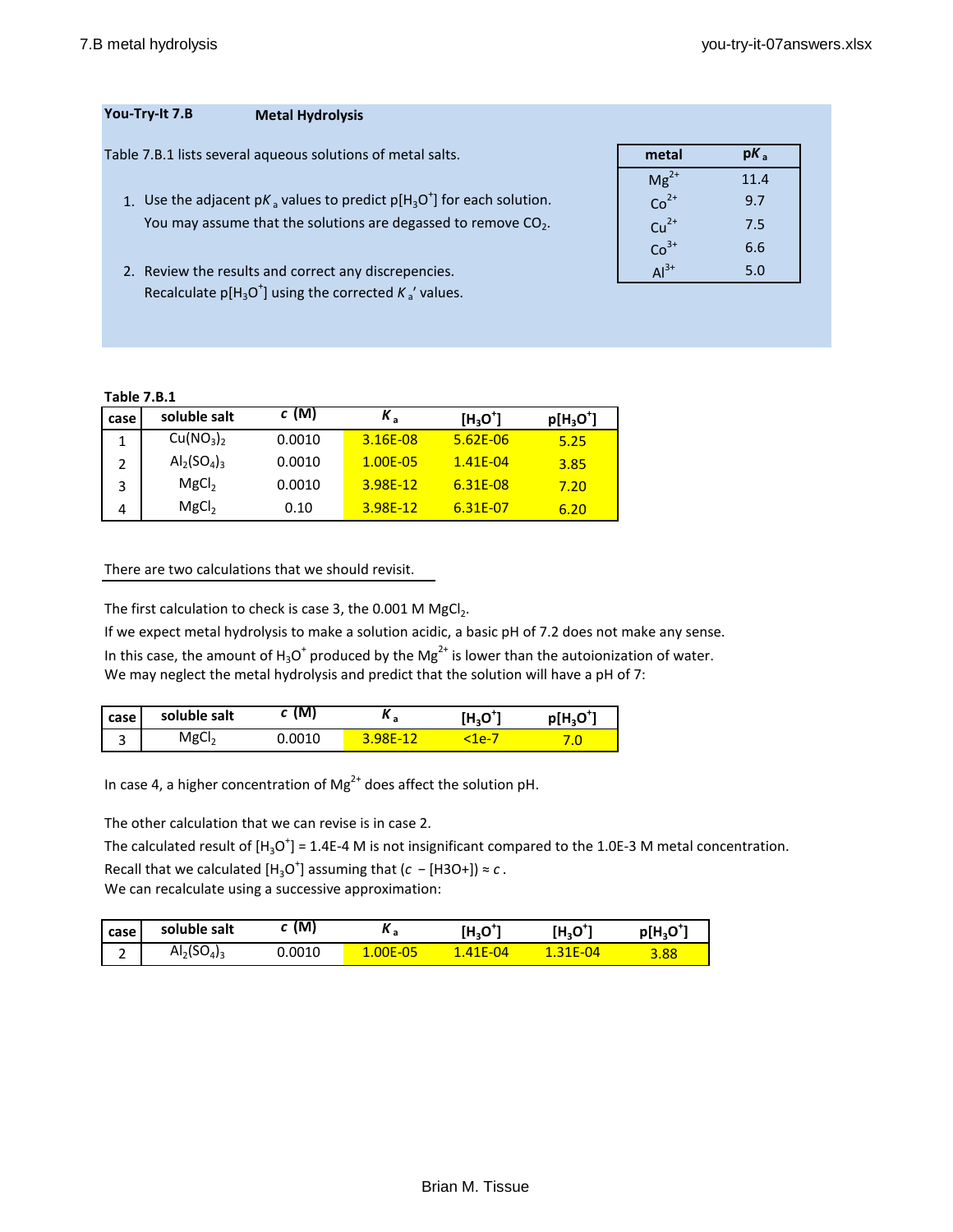**You-Try-It 7.B** **Metal Hydrolysis**

Table 7.B.1 lists several aqueous solutions of metal salts.

1. Use the adjacent p$K_a$ values to predict p[$H_3O^+$] for each solution. You may assume that the solutions are degassed to remove $CO_2$.

2. Review the results and correct any discrepencies. Recalculate p[$H_3O^+$] using the corrected $K_a$' values.

| metal | p$K_a$ |
|---|---|
| $Mg^{2+}$ | 11.4 |
| $Co^{2+}$ | 9.7 |
| $Cu^{2+}$ | 7.5 |
| $Co^{3+}$ | 6.6 |
| $Al^{3+}$ | 5.0 |

**Table 7.B.1**

| case | soluble salt | $c$ (M) | $K_a$ | [$H_3O^+$] | p[$H_3O^+$] |
|---|---|---|---|---|---|
| 1 | $Cu(NO_3)_2$ | 0.0010 | 3.16E-08 | 5.62E-06 | 5.25 |
| 2 | $Al_2(SO_4)_3$ | 0.0010 | 1.00E-05 | 1.41E-04 | 3.85 |
| 3 | $MgCl_2$ | 0.0010 | 3.98E-12 | 6.31E-08 | 7.20 |
| 4 | $MgCl_2$ | 0.10 | 3.98E-12 | 6.31E-07 | 6.20 |

There are two calculations that we should revisit.

The first calculation to check is case 3, the 0.001 M $MgCl_2$.
If we expect metal hydrolysis to make a solution acidic, a basic pH of 7.2 does not make any sense.
In this case, the amount of $H_3O^+$ produced by the $Mg^{2+}$ is lower than the autoionization of water.
We may neglect the metal hydrolysis and predict that the solution will have a pH of 7:

| case | soluble salt | $c$ (M) | $K_a$ | [$H_3O^+$] | p[$H_3O^+$] |
|---|---|---|---|---|---|
| 3 | $MgCl_2$ | 0.0010 | 3.98E-12 | <1e-7 | 7.0 |

In case 4, a higher concentration of $Mg^{2+}$ does affect the solution pH.

The other calculation that we can revise is in case 2.
The calculated result of [$H_3O^+$] = 1.4E-4 M is not insignificant compared to the 1.0E-3 M metal concentration.
Recall that we calculated [$H_3O^+$] assuming that ($c$ − [H3O+]) ≈ $c$.
We can recalculate using a successive approximation:

| case | soluble salt | $c$ (M) | $K_a$ | [$H_3O^+$] | [$H_3O^+$] | p[$H_3O^+$] |
|---|---|---|---|---|---|---|
| 2 | $Al_2(SO_4)_3$ | 0.0010 | 1.00E-05 | 1.41E-04 | 1.31E-04 | 3.88 |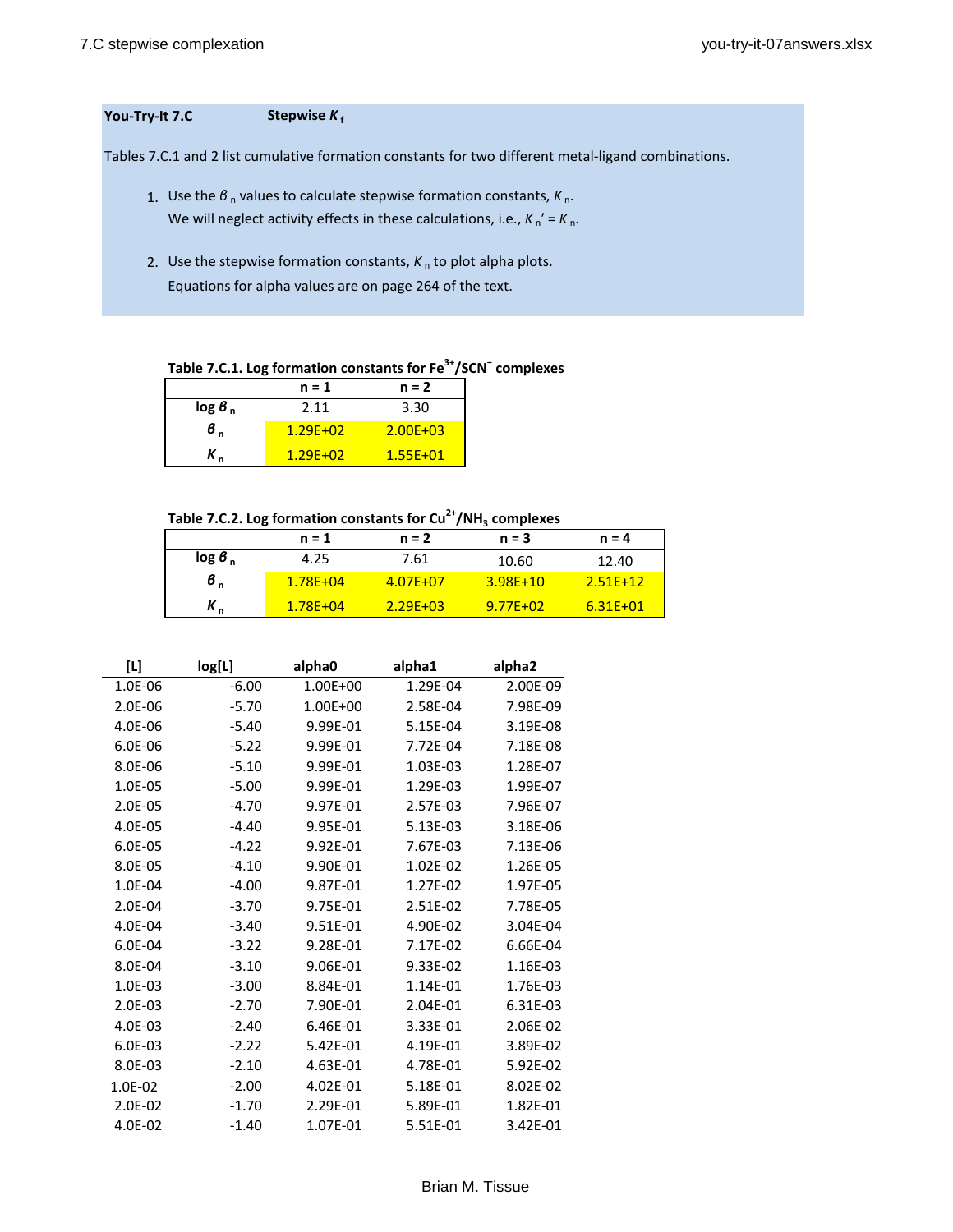**You-Try-It 7.C** **Stepwise $K_f$**

Tables 7.C.1 and 2 list cumulative formation constants for two different metal-ligand combinations.

1. Use the $\beta_n$ values to calculate stepwise formation constants, $K_n$.
   We will neglect activity effects in these calculations, i.e., $K_n' = K_n$.

2. Use the stepwise formation constants, $K_n$ to plot alpha plots.
   Equations for alpha values are on page 264 of the text.

**Table 7.C.1. Log formation constants for $Fe^{3+}/SCN^-$ complexes**

| | n = 1 | n = 2 |
|---|---|---|
| log $\beta_n$ | 2.11 | 3.30 |
| $\beta_n$ | 1.29E+02 | 2.00E+03 |
| $K_n$ | 1.29E+02 | 1.55E+01 |

**Table 7.C.2. Log formation constants for $Cu^{2+}/NH_3$ complexes**

| | n = 1 | n = 2 | n = 3 | n = 4 |
|---|---|---|---|---|
| log $\beta_n$ | 4.25 | 7.61 | 10.60 | 12.40 |
| $\beta_n$ | 1.78E+04 | 4.07E+07 | 3.98E+10 | 2.51E+12 |
| $K_n$ | 1.78E+04 | 2.29E+03 | 9.77E+02 | 6.31E+01 |

| [L] | log[L] | alpha0 | alpha1 | alpha2 |
|---|---|---|---|---|
| 1.0E-06 | -6.00 | 1.00E+00 | 1.29E-04 | 2.00E-09 |
| 2.0E-06 | -5.70 | 1.00E+00 | 2.58E-04 | 7.98E-09 |
| 4.0E-06 | -5.40 | 9.99E-01 | 5.15E-04 | 3.19E-08 |
| 6.0E-06 | -5.22 | 9.99E-01 | 7.72E-04 | 7.18E-08 |
| 8.0E-06 | -5.10 | 9.99E-01 | 1.03E-03 | 1.28E-07 |
| 1.0E-05 | -5.00 | 9.99E-01 | 1.29E-03 | 1.99E-07 |
| 2.0E-05 | -4.70 | 9.97E-01 | 2.57E-03 | 7.96E-07 |
| 4.0E-05 | -4.40 | 9.95E-01 | 5.13E-03 | 3.18E-06 |
| 6.0E-05 | -4.22 | 9.92E-01 | 7.67E-03 | 7.13E-06 |
| 8.0E-05 | -4.10 | 9.90E-01 | 1.02E-02 | 1.26E-05 |
| 1.0E-04 | -4.00 | 9.87E-01 | 1.27E-02 | 1.97E-05 |
| 2.0E-04 | -3.70 | 9.75E-01 | 2.51E-02 | 7.78E-05 |
| 4.0E-04 | -3.40 | 9.51E-01 | 4.90E-02 | 3.04E-04 |
| 6.0E-04 | -3.22 | 9.28E-01 | 7.17E-02 | 6.66E-04 |
| 8.0E-04 | -3.10 | 9.06E-01 | 9.33E-02 | 1.16E-03 |
| 1.0E-03 | -3.00 | 8.84E-01 | 1.14E-01 | 1.76E-03 |
| 2.0E-03 | -2.70 | 7.90E-01 | 2.04E-01 | 6.31E-03 |
| 4.0E-03 | -2.40 | 6.46E-01 | 3.33E-01 | 2.06E-02 |
| 6.0E-03 | -2.22 | 5.42E-01 | 4.19E-01 | 3.89E-02 |
| 8.0E-03 | -2.10 | 4.63E-01 | 4.78E-01 | 5.92E-02 |
| 1.0E-02 | -2.00 | 4.02E-01 | 5.18E-01 | 8.02E-02 |
| 2.0E-02 | -1.70 | 2.29E-01 | 5.89E-01 | 1.82E-01 |
| 4.0E-02 | -1.40 | 1.07E-01 | 5.51E-01 | 3.42E-01 |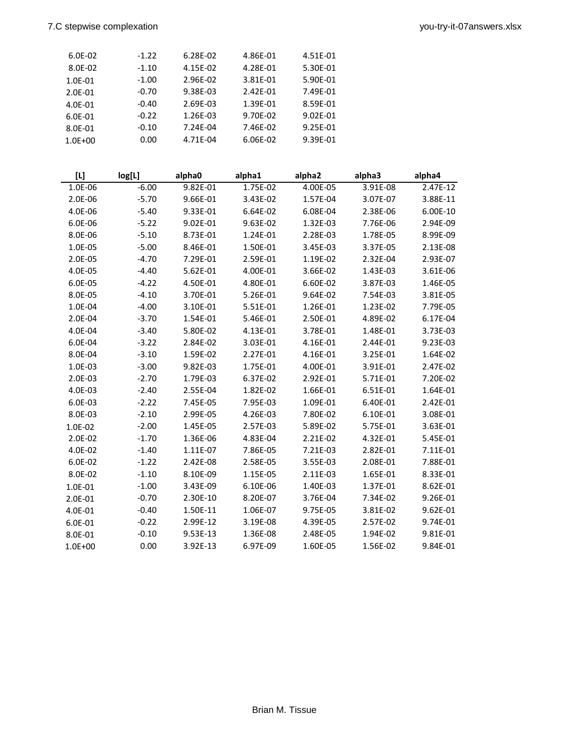| | | | | |
|---|---|---|---|---|
| 6.0E-02 | -1.22 | 6.28E-02 | 4.86E-01 | 4.51E-01 |
| 8.0E-02 | -1.10 | 4.15E-02 | 4.28E-01 | 5.30E-01 |
| 1.0E-01 | -1.00 | 2.96E-02 | 3.81E-01 | 5.90E-01 |
| 2.0E-01 | -0.70 | 9.38E-03 | 2.42E-01 | 7.49E-01 |
| 4.0E-01 | -0.40 | 2.69E-03 | 1.39E-01 | 8.59E-01 |
| 6.0E-01 | -0.22 | 1.26E-03 | 9.70E-02 | 9.02E-01 |
| 8.0E-01 | -0.10 | 7.24E-04 | 7.46E-02 | 9.25E-01 |
| 1.0E+00 | 0.00 | 4.71E-04 | 6.06E-02 | 9.39E-01 |

| [L] | log[L] | alpha0 | alpha1 | alpha2 | alpha3 | alpha4 |
|---|---|---|---|---|---|---|
| 1.0E-06 | -6.00 | 9.82E-01 | 1.75E-02 | 4.00E-05 | 3.91E-08 | 2.47E-12 |
| 2.0E-06 | -5.70 | 9.66E-01 | 3.43E-02 | 1.57E-04 | 3.07E-07 | 3.88E-11 |
| 4.0E-06 | -5.40 | 9.33E-01 | 6.64E-02 | 6.08E-04 | 2.38E-06 | 6.00E-10 |
| 6.0E-06 | -5.22 | 9.02E-01 | 9.63E-02 | 1.32E-03 | 7.76E-06 | 2.94E-09 |
| 8.0E-06 | -5.10 | 8.73E-01 | 1.24E-01 | 2.28E-03 | 1.78E-05 | 8.99E-09 |
| 1.0E-05 | -5.00 | 8.46E-01 | 1.50E-01 | 3.45E-03 | 3.37E-05 | 2.13E-08 |
| 2.0E-05 | -4.70 | 7.29E-01 | 2.59E-01 | 1.19E-02 | 2.32E-04 | 2.93E-07 |
| 4.0E-05 | -4.40 | 5.62E-01 | 4.00E-01 | 3.66E-02 | 1.43E-03 | 3.61E-06 |
| 6.0E-05 | -4.22 | 4.50E-01 | 4.80E-01 | 6.60E-02 | 3.87E-03 | 1.46E-05 |
| 8.0E-05 | -4.10 | 3.70E-01 | 5.26E-01 | 9.64E-02 | 7.54E-03 | 3.81E-05 |
| 1.0E-04 | -4.00 | 3.10E-01 | 5.51E-01 | 1.26E-01 | 1.23E-02 | 7.79E-05 |
| 2.0E-04 | -3.70 | 1.54E-01 | 5.46E-01 | 2.50E-01 | 4.89E-02 | 6.17E-04 |
| 4.0E-04 | -3.40 | 5.80E-02 | 4.13E-01 | 3.78E-01 | 1.48E-01 | 3.73E-03 |
| 6.0E-04 | -3.22 | 2.84E-02 | 3.03E-01 | 4.16E-01 | 2.44E-01 | 9.23E-03 |
| 8.0E-04 | -3.10 | 1.59E-02 | 2.27E-01 | 4.16E-01 | 3.25E-01 | 1.64E-02 |
| 1.0E-03 | -3.00 | 9.82E-03 | 1.75E-01 | 4.00E-01 | 3.91E-01 | 2.47E-02 |
| 2.0E-03 | -2.70 | 1.79E-03 | 6.37E-02 | 2.92E-01 | 5.71E-01 | 7.20E-02 |
| 4.0E-03 | -2.40 | 2.55E-04 | 1.82E-02 | 1.66E-01 | 6.51E-01 | 1.64E-01 |
| 6.0E-03 | -2.22 | 7.45E-05 | 7.95E-03 | 1.09E-01 | 6.40E-01 | 2.42E-01 |
| 8.0E-03 | -2.10 | 2.99E-05 | 4.26E-03 | 7.80E-02 | 6.10E-01 | 3.08E-01 |
| 1.0E-02 | -2.00 | 1.45E-05 | 2.57E-03 | 5.89E-02 | 5.75E-01 | 3.63E-01 |
| 2.0E-02 | -1.70 | 1.36E-06 | 4.83E-04 | 2.21E-02 | 4.32E-01 | 5.45E-01 |
| 4.0E-02 | -1.40 | 1.11E-07 | 7.86E-05 | 7.21E-03 | 2.82E-01 | 7.11E-01 |
| 6.0E-02 | -1.22 | 2.42E-08 | 2.58E-05 | 3.55E-03 | 2.08E-01 | 7.88E-01 |
| 8.0E-02 | -1.10 | 8.10E-09 | 1.15E-05 | 2.11E-03 | 1.65E-01 | 8.33E-01 |
| 1.0E-01 | -1.00 | 3.43E-09 | 6.10E-06 | 1.40E-03 | 1.37E-01 | 8.62E-01 |
| 2.0E-01 | -0.70 | 2.30E-10 | 8.20E-07 | 3.76E-04 | 7.34E-02 | 9.26E-01 |
| 4.0E-01 | -0.40 | 1.50E-11 | 1.06E-07 | 9.75E-05 | 3.81E-02 | 9.62E-01 |
| 6.0E-01 | -0.22 | 2.99E-12 | 3.19E-08 | 4.39E-05 | 2.57E-02 | 9.74E-01 |
| 8.0E-01 | -0.10 | 9.53E-13 | 1.36E-08 | 2.48E-05 | 1.94E-02 | 9.81E-01 |
| 1.0E+00 | 0.00 | 3.92E-13 | 6.97E-09 | 1.60E-05 | 1.56E-02 | 9.84E-01 |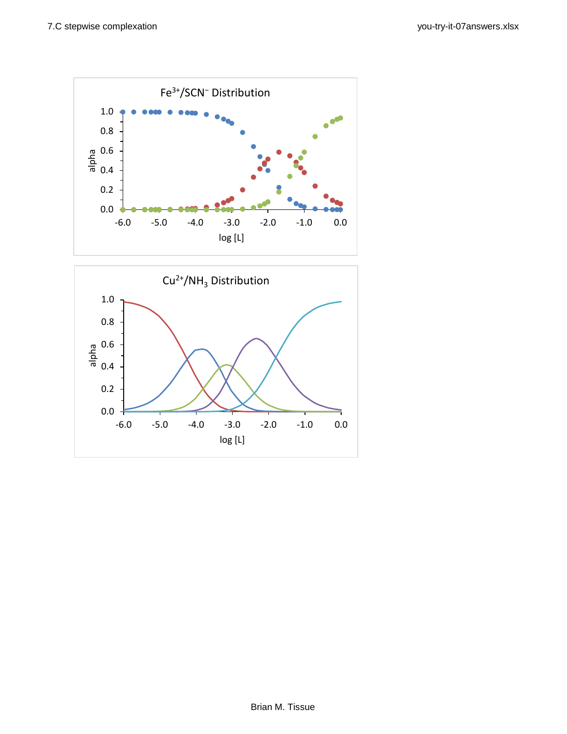### $Fe^{3+}/SCN^-$ Distribution

### $Cu^{2+}/NH_3$ Distribution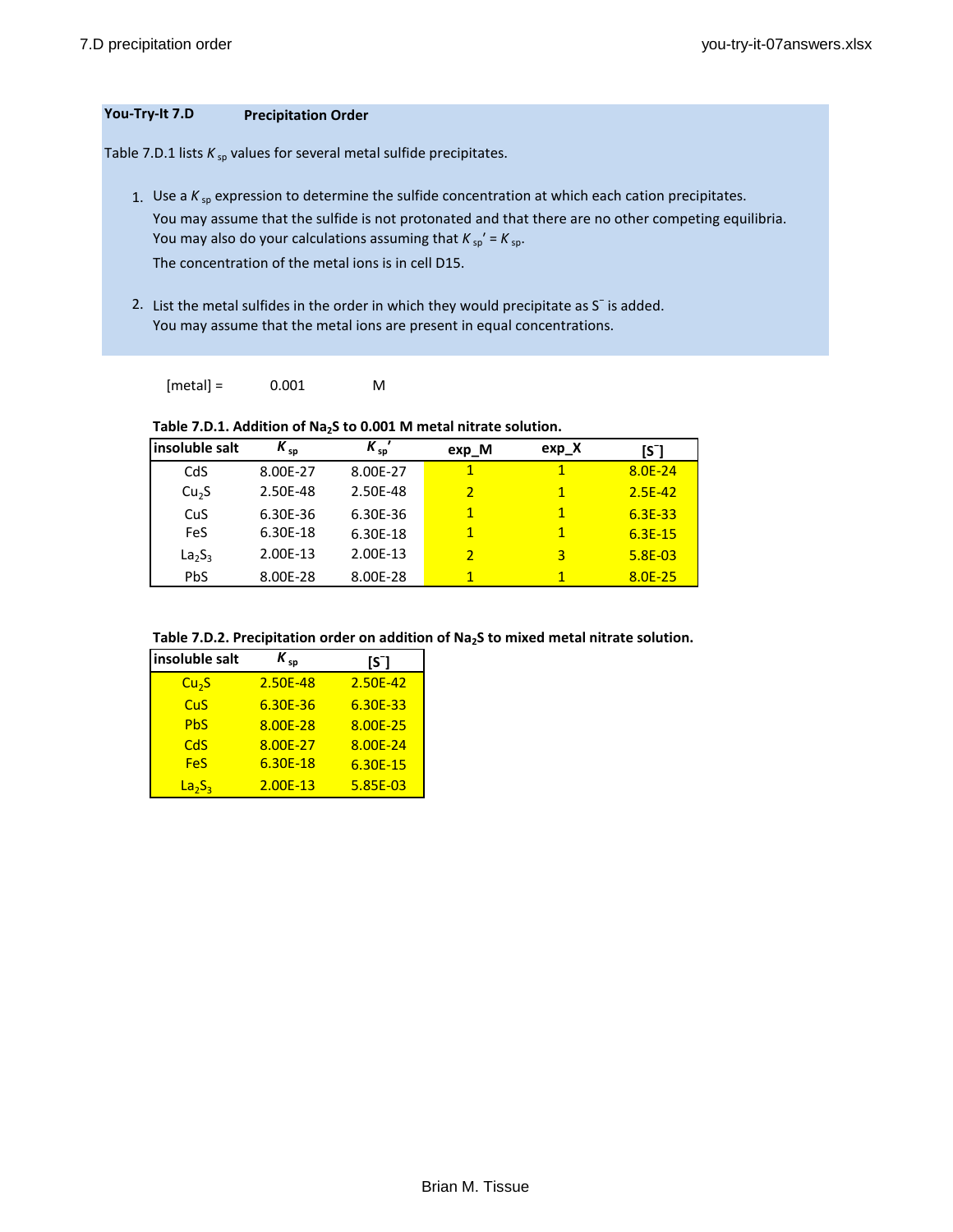**You-Try-It 7.D** **Precipitation Order**

Table 7.D.1 lists $K_{sp}$ values for several metal sulfide precipitates.

1. Use a $K_{sp}$ expression to determine the sulfide concentration at which each cation precipitates.
   You may assume that the sulfide is not protonated and that there are no other competing equilibria.
   You may also do your calculations assuming that $K_{sp}' = K_{sp}$.
   The concentration of the metal ions is in cell D15.

2. List the metal sulfides in the order in which they would precipitate as $S^{=}$ is added.
   You may assume that the metal ions are present in equal concentrations.

[metal] = 0.001 M

**Table 7.D.1. Addition of $Na_2S$ to 0.001 M metal nitrate solution.**

| insoluble salt | $K_{sp}$ | $K_{sp}'$ | exp_M | exp_X | $[S^{=}]$ |
|---|---|---|---|---|---|
| CdS | 8.00E-27 | 8.00E-27 | 1 | 1 | 8.0E-24 |
| $Cu_2S$ | 2.50E-48 | 2.50E-48 | 2 | 1 | 2.5E-42 |
| CuS | 6.30E-36 | 6.30E-36 | 1 | 1 | 6.3E-33 |
| FeS | 6.30E-18 | 6.30E-18 | 1 | 1 | 6.3E-15 |
| $La_2S_3$ | 2.00E-13 | 2.00E-13 | 2 | 3 | 5.8E-03 |
| PbS | 8.00E-28 | 8.00E-28 | 1 | 1 | 8.0E-25 |

**Table 7.D.2. Precipitation order on addition of $Na_2S$ to mixed metal nitrate solution.**

| insoluble salt | $K_{sp}$ | $[S^{=}]$ |
|---|---|---|
| $Cu_2S$ | 2.50E-48 | 2.50E-42 |
| CuS | 6.30E-36 | 6.30E-33 |
| PbS | 8.00E-28 | 8.00E-25 |
| CdS | 8.00E-27 | 8.00E-24 |
| FeS | 6.30E-18 | 6.30E-15 |
| $La_2S_3$ | 2.00E-13 | 5.85E-03 |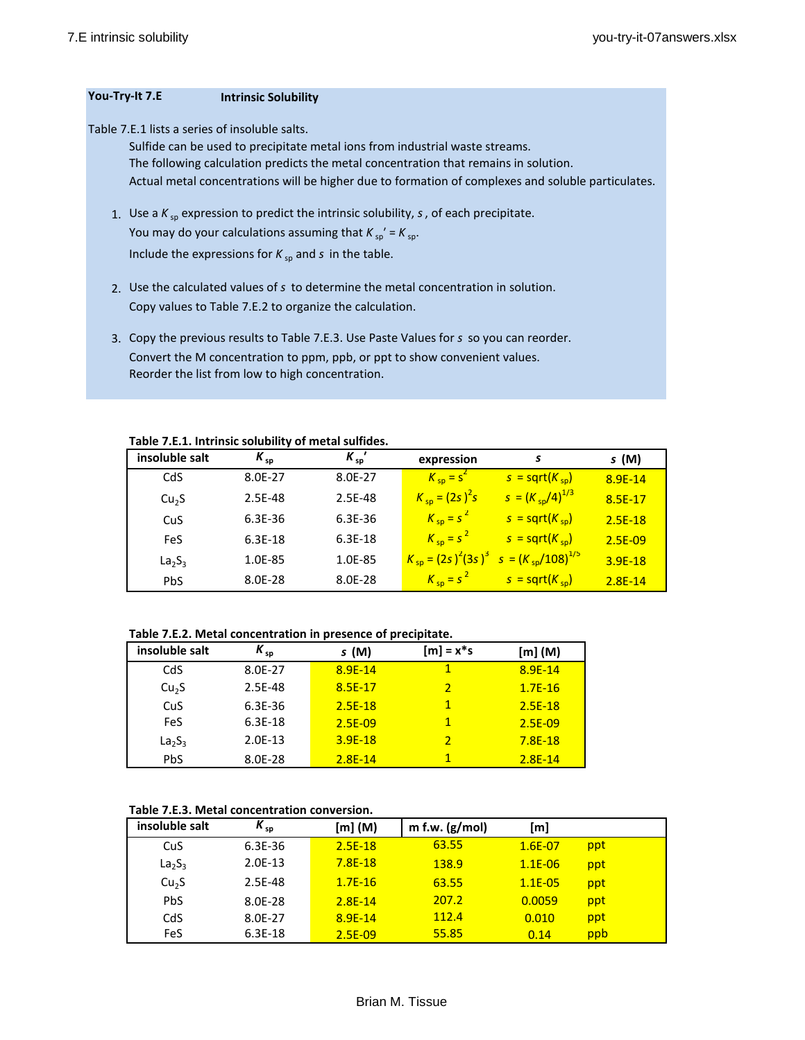## You-Try-It 7.E **Intrinsic Solubility**

Table 7.E.1 lists a series of insoluble salts.

Sulfide can be used to precipitate metal ions from industrial waste streams.
The following calculation predicts the metal concentration that remains in solution.
Actual metal concentrations will be higher due to formation of complexes and soluble particulates.

1. Use a $K_{sp}$ expression to predict the intrinsic solubility, $s$, of each precipitate.
   You may do your calculations assuming that $K_{sp}' = K_{sp}$.
   Include the expressions for $K_{sp}$ and $s$ in the table.

2. Use the calculated values of $s$ to determine the metal concentration in solution.
   Copy values to Table 7.E.2 to organize the calculation.

3. Copy the previous results to Table 7.E.3. Use Paste Values for $s$ so you can reorder.
   Convert the M concentration to ppm, ppb, or ppt to show convenient values.
   Reorder the list from low to high concentration.

**Table 7.E.1. Intrinsic solubility of metal sulfides.**

| insoluble salt | $K_{sp}$ | $K_{sp}'$ | expression | $s$ | $s$ (M) |
|---|---|---|---|---|---|
| CdS | 8.0E-27 | 8.0E-27 | $K_{sp} = s^2$ | $s$ = sqrt($K_{sp}$) | 8.9E-14 |
| $Cu_2S$ | 2.5E-48 | 2.5E-48 | $K_{sp} = (2s)^2 s$ | $s = (K_{sp}/4)^{1/3}$ | 8.5E-17 |
| CuS | 6.3E-36 | 6.3E-36 | $K_{sp} = s^2$ | $s$ = sqrt($K_{sp}$) | 2.5E-18 |
| FeS | 6.3E-18 | 6.3E-18 | $K_{sp} = s^2$ | $s$ = sqrt($K_{sp}$) | 2.5E-09 |
| $La_2S_3$ | 1.0E-85 | 1.0E-85 | $K_{sp} = (2s)^2(3s)^3$ | $s = (K_{sp}/108)^{1/5}$ | 3.9E-18 |
| PbS | 8.0E-28 | 8.0E-28 | $K_{sp} = s^2$ | $s$ = sqrt($K_{sp}$) | 2.8E-14 |

**Table 7.E.2. Metal concentration in presence of precipitate.**

| insoluble salt | $K_{sp}$ | $s$ (M) | [m] = x*s | [m] (M) |
|---|---|---|---|---|
| CdS | 8.0E-27 | 8.9E-14 | 1 | 8.9E-14 |
| $Cu_2S$ | 2.5E-48 | 8.5E-17 | 2 | 1.7E-16 |
| CuS | 6.3E-36 | 2.5E-18 | 1 | 2.5E-18 |
| FeS | 6.3E-18 | 2.5E-09 | 1 | 2.5E-09 |
| $La_2S_3$ | 2.0E-13 | 3.9E-18 | 2 | 7.8E-18 |
| PbS | 8.0E-28 | 2.8E-14 | 1 | 2.8E-14 |

**Table 7.E.3. Metal concentration conversion.**

| insoluble salt | $K_{sp}$ | [m] (M) | m f.w. (g/mol) | [m] | |
|---|---|---|---|---|---|
| CuS | 6.3E-36 | 2.5E-18 | 63.55 | 1.6E-07 | ppt |
| $La_2S_3$ | 2.0E-13 | 7.8E-18 | 138.9 | 1.1E-06 | ppt |
| $Cu_2S$ | 2.5E-48 | 1.7E-16 | 63.55 | 1.1E-05 | ppt |
| PbS | 8.0E-28 | 2.8E-14 | 207.2 | 0.0059 | ppt |
| CdS | 8.0E-27 | 8.9E-14 | 112.4 | 0.010 | ppt |
| FeS | 6.3E-18 | 2.5E-09 | 55.85 | 0.14 | ppb |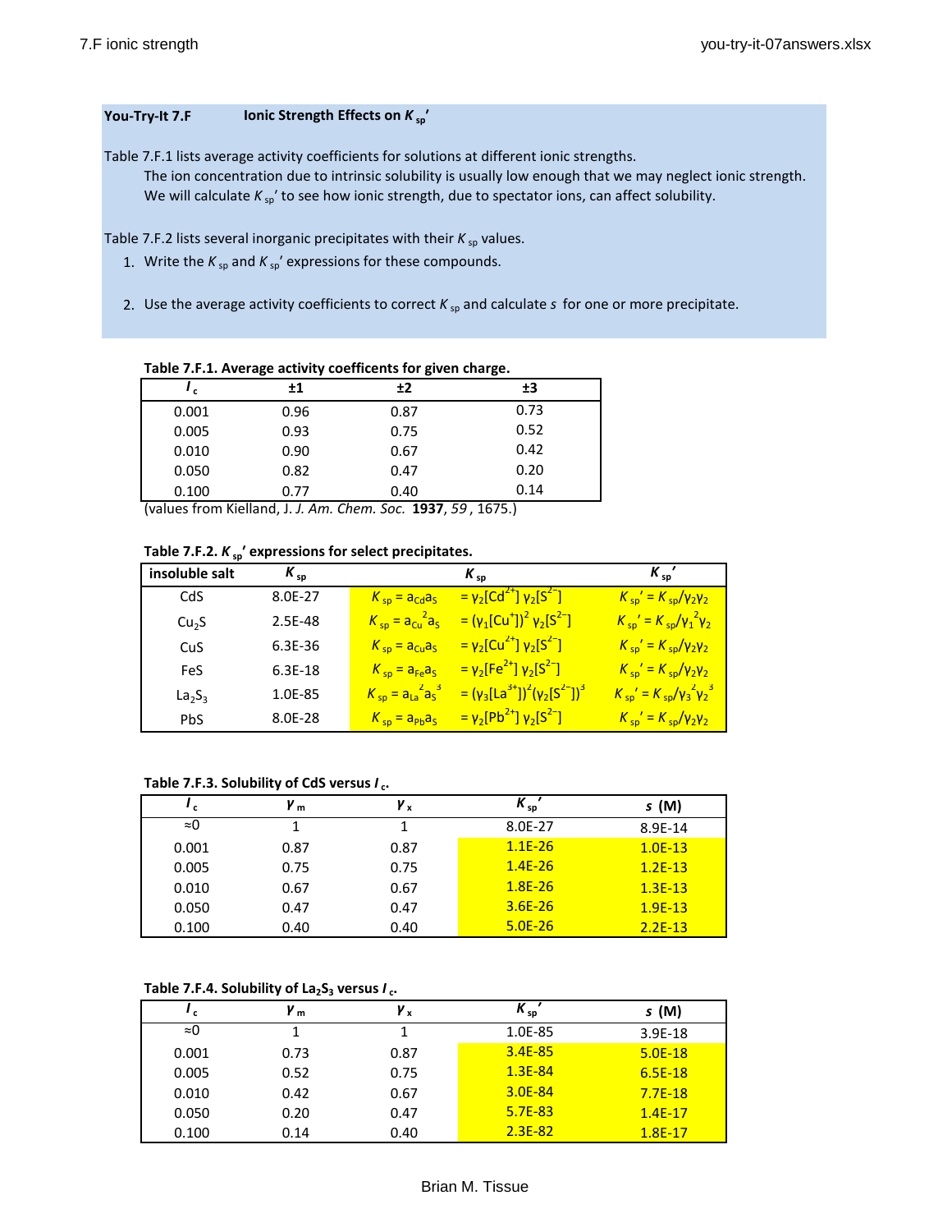## You-Try-It 7.F — Ionic Strength Effects on $K_{sp}'$

Table 7.F.1 lists average activity coefficients for solutions at different ionic strengths.

The ion concentration due to intrinsic solubility is usually low enough that we may neglect ionic strength. We will calculate $K_{sp}'$ to see how ionic strength, due to spectator ions, can affect solubility.

Table 7.F.2 lists several inorganic precipitates with their $K_{sp}$ values.

1. Write the $K_{sp}$ and $K_{sp}'$ expressions for these compounds.
2. Use the average activity coefficients to correct $K_{sp}$ and calculate $s$ for one or more precipitate.

**Table 7.F.1. Average activity coefficents for given charge.**

| $I_c$ | ±1 | ±2 | ±3 |
|---|---|---|---|
| 0.001 | 0.96 | 0.87 | 0.73 |
| 0.005 | 0.93 | 0.75 | 0.52 |
| 0.010 | 0.90 | 0.67 | 0.42 |
| 0.050 | 0.82 | 0.47 | 0.20 |
| 0.100 | 0.77 | 0.40 | 0.14 |

(values from Kielland, J. *J. Am. Chem. Soc.* **1937**, *59*, 1675.)

**Table 7.F.2. $K_{sp}'$ expressions for select precipitates.**

| insoluble salt | $K_{sp}$ | $K_{sp}$ | | $K_{sp}'$ |
|---|---|---|---|---|
| CdS | 8.0E-27 | $K_{sp} = a_{Cd}a_S$ | $= \gamma_2[Cd^{2+}]\,\gamma_2[S^{2-}]$ | $K_{sp}' = K_{sp}/\gamma_2\gamma_2$ |
| $Cu_2S$ | 2.5E-48 | $K_{sp} = a_{Cu}^2 a_S$ | $= (\gamma_1[Cu^{+}])^2\,\gamma_2[S^{2-}]$ | $K_{sp}' = K_{sp}/\gamma_1^2\gamma_2$ |
| CuS | 6.3E-36 | $K_{sp} = a_{Cu}a_S$ | $= \gamma_2[Cu^{2+}]\,\gamma_2[S^{2-}]$ | $K_{sp}' = K_{sp}/\gamma_2\gamma_2$ |
| FeS | 6.3E-18 | $K_{sp} = a_{Fe}a_S$ | $= \gamma_2[Fe^{2+}]\,\gamma_2[S^{2-}]$ | $K_{sp}' = K_{sp}/\gamma_2\gamma_2$ |
| $La_2S_3$ | 1.0E-85 | $K_{sp} = a_{La}^2 a_S^3$ | $= (\gamma_3[La^{3+}])^2(\gamma_2[S^{2-}])^3$ | $K_{sp}' = K_{sp}/\gamma_3^2\gamma_2^3$ |
| PbS | 8.0E-28 | $K_{sp} = a_{Pb}a_S$ | $= \gamma_2[Pb^{2+}]\,\gamma_2[S^{2-}]$ | $K_{sp}' = K_{sp}/\gamma_2\gamma_2$ |

**Table 7.F.3. Solubility of CdS versus $I_c$.**

| $I_c$ | $\gamma_m$ | $\gamma_x$ | $K_{sp}'$ | $s$ (M) |
|---|---|---|---|---|
| ≈0 | 1 | 1 | 8.0E-27 | 8.9E-14 |
| 0.001 | 0.87 | 0.87 | 1.1E-26 | 1.0E-13 |
| 0.005 | 0.75 | 0.75 | 1.4E-26 | 1.2E-13 |
| 0.010 | 0.67 | 0.67 | 1.8E-26 | 1.3E-13 |
| 0.050 | 0.47 | 0.47 | 3.6E-26 | 1.9E-13 |
| 0.100 | 0.40 | 0.40 | 5.0E-26 | 2.2E-13 |

**Table 7.F.4. Solubility of $La_2S_3$ versus $I_c$.**

| $I_c$ | $\gamma_m$ | $\gamma_x$ | $K_{sp}'$ | $s$ (M) |
|---|---|---|---|---|
| ≈0 | 1 | 1 | 1.0E-85 | 3.9E-18 |
| 0.001 | 0.73 | 0.87 | 3.4E-85 | 5.0E-18 |
| 0.005 | 0.52 | 0.75 | 1.3E-84 | 6.5E-18 |
| 0.010 | 0.42 | 0.67 | 3.0E-84 | 7.7E-18 |
| 0.050 | 0.20 | 0.47 | 5.7E-83 | 1.4E-17 |
| 0.100 | 0.14 | 0.40 | 2.3E-82 | 1.8E-17 |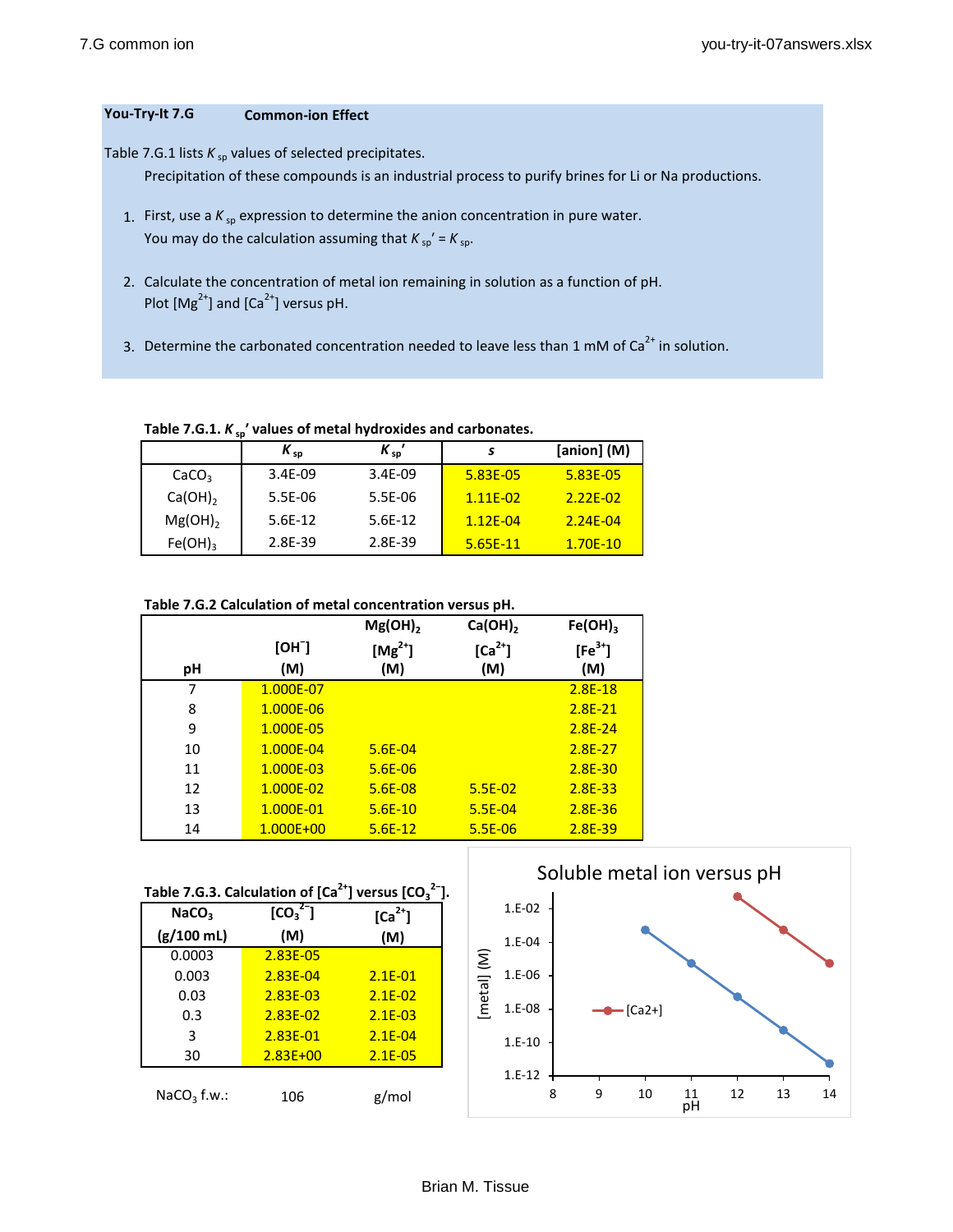**You-Try-It 7.G** **Common-ion Effect**

Table 7.G.1 lists $K_{sp}$ values of selected precipitates.

Precipitation of these compounds is an industrial process to purify brines for Li or Na productions.

1. First, use a $K_{sp}$ expression to determine the anion concentration in pure water.
   You may do the calculation assuming that $K_{sp}' = K_{sp}$.

2. Calculate the concentration of metal ion remaining in solution as a function of pH.
   Plot $[Mg^{2+}]$ and $[Ca^{2+}]$ versus pH.

3. Determine the carbonated concentration needed to leave less than 1 mM of $Ca^{2+}$ in solution.

**Table 7.G.1. $K_{sp}'$ values of metal hydroxides and carbonates.**

| | $K_{sp}$ | $K_{sp}'$ | *s* | [anion] (M) |
|---|---|---|---|---|
| $CaCO_3$ | 3.4E-09 | 3.4E-09 | 5.83E-05 | 5.83E-05 |
| $Ca(OH)_2$ | 5.5E-06 | 5.5E-06 | 1.11E-02 | 2.22E-02 |
| $Mg(OH)_2$ | 5.6E-12 | 5.6E-12 | 1.12E-04 | 2.24E-04 |
| $Fe(OH)_3$ | 2.8E-39 | 2.8E-39 | 5.65E-11 | 1.70E-10 |

**Table 7.G.2 Calculation of metal concentration versus pH.**

| pH | $[OH^-]$ (M) | $Mg(OH)_2$ $[Mg^{2+}]$ (M) | $Ca(OH)_2$ $[Ca^{2+}]$ (M) | $Fe(OH)_3$ $[Fe^{3+}]$ (M) |
|---|---|---|---|---|
| 7 | 1.000E-07 | | | 2.8E-18 |
| 8 | 1.000E-06 | | | 2.8E-21 |
| 9 | 1.000E-05 | | | 2.8E-24 |
| 10 | 1.000E-04 | 5.6E-04 | | 2.8E-27 |
| 11 | 1.000E-03 | 5.6E-06 | | 2.8E-30 |
| 12 | 1.000E-02 | 5.6E-08 | 5.5E-02 | 2.8E-33 |
| 13 | 1.000E-01 | 5.6E-10 | 5.5E-04 | 2.8E-36 |
| 14 | 1.000E+00 | 5.6E-12 | 5.5E-06 | 2.8E-39 |

**Table 7.G.3. Calculation of $[Ca^{2+}]$ versus $[CO_3^{2-}]$.**

| $NaCO_3$ (g/100 mL) | $[CO_3^{2-}]$ (M) | $[Ca^{2+}]$ (M) |
|---|---|---|
| 0.0003 | 2.83E-05 | |
| 0.003 | 2.83E-04 | 2.1E-01 |
| 0.03 | 2.83E-03 | 2.1E-02 |
| 0.3 | 2.83E-02 | 2.1E-03 |
| 3 | 2.83E-01 | 2.1E-04 |
| 30 | 2.83E+00 | 2.1E-05 |

$NaCO_3$ f.w.: 106 g/mol

Soluble metal ion versus pH

[metal] (M)

1.E-02
1.E-04
1.E-06
1.E-08
1.E-10
1.E-12

pH

8 9 10 11 12 13 14

[Ca2+]

Brian M. Tissue